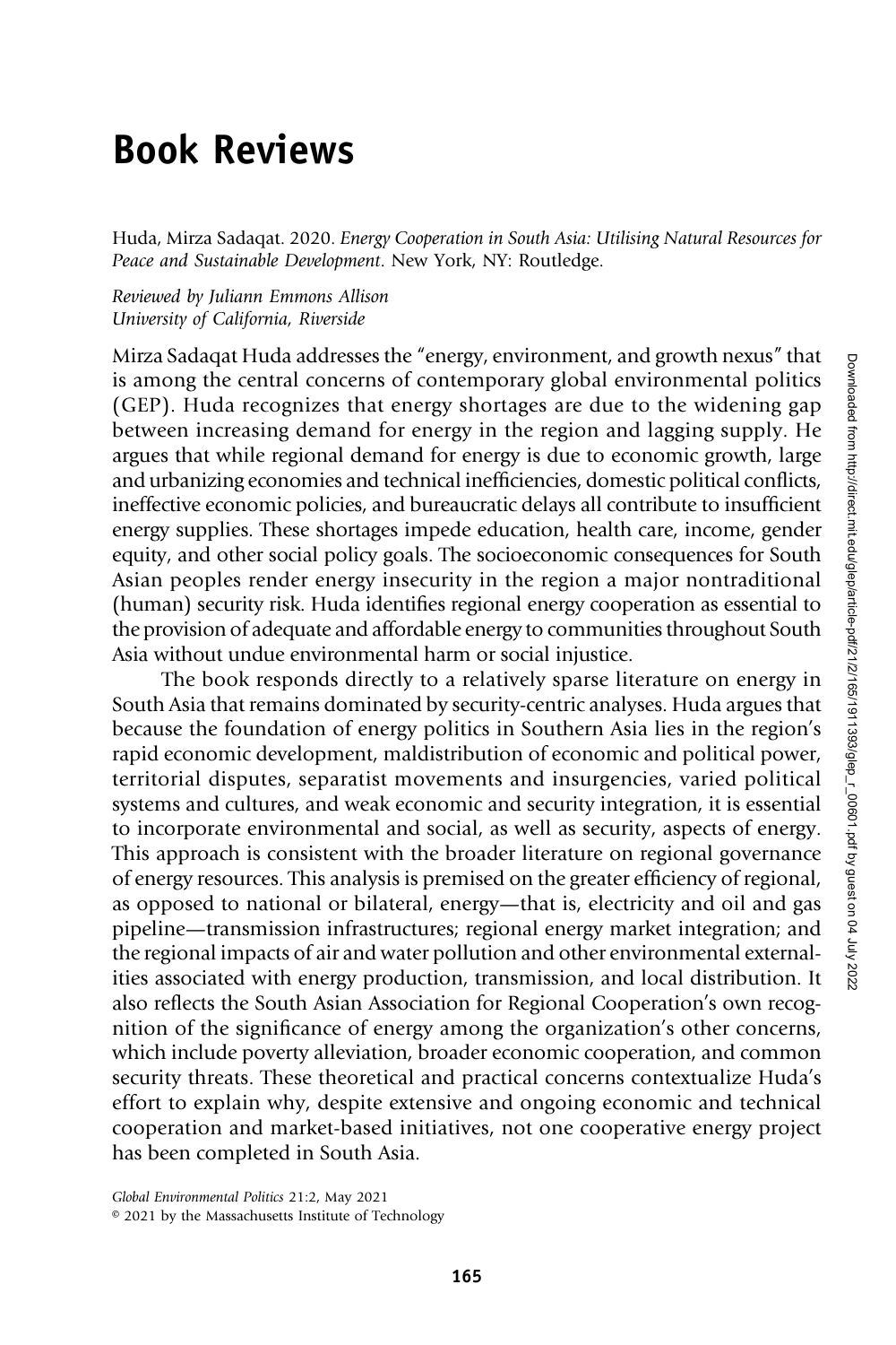# Book Reviews

Huda, Mirza Sadaqat. 2020. *Energy Cooperation in South Asia: Utilising Natural Resources for Peace and Sustainable Development*. New York, NY: Routledge.

*Reviewed by Juliann Emmons Allison*
*University of California, Riverside*

Mirza Sadaqat Huda addresses the "energy, environment, and growth nexus" that is among the central concerns of contemporary global environmental politics (GEP). Huda recognizes that energy shortages are due to the widening gap between increasing demand for energy in the region and lagging supply. He argues that while regional demand for energy is due to economic growth, large and urbanizing economies and technical inefficiencies, domestic political conflicts, ineffective economic policies, and bureaucratic delays all contribute to insufficient energy supplies. These shortages impede education, health care, income, gender equity, and other social policy goals. The socioeconomic consequences for South Asian peoples render energy insecurity in the region a major nontraditional (human) security risk. Huda identifies regional energy cooperation as essential to the provision of adequate and affordable energy to communities throughout South Asia without undue environmental harm or social injustice.

The book responds directly to a relatively sparse literature on energy in South Asia that remains dominated by security-centric analyses. Huda argues that because the foundation of energy politics in Southern Asia lies in the region's rapid economic development, maldistribution of economic and political power, territorial disputes, separatist movements and insurgencies, varied political systems and cultures, and weak economic and security integration, it is essential to incorporate environmental and social, as well as security, aspects of energy. This approach is consistent with the broader literature on regional governance of energy resources. This analysis is premised on the greater efficiency of regional, as opposed to national or bilateral, energy—that is, electricity and oil and gas pipeline—transmission infrastructures; regional energy market integration; and the regional impacts of air and water pollution and other environmental externalities associated with energy production, transmission, and local distribution. It also reflects the South Asian Association for Regional Cooperation's own recognition of the significance of energy among the organization's other concerns, which include poverty alleviation, broader economic cooperation, and common security threats. These theoretical and practical concerns contextualize Huda's effort to explain why, despite extensive and ongoing economic and technical cooperation and market-based initiatives, not one cooperative energy project has been completed in South Asia.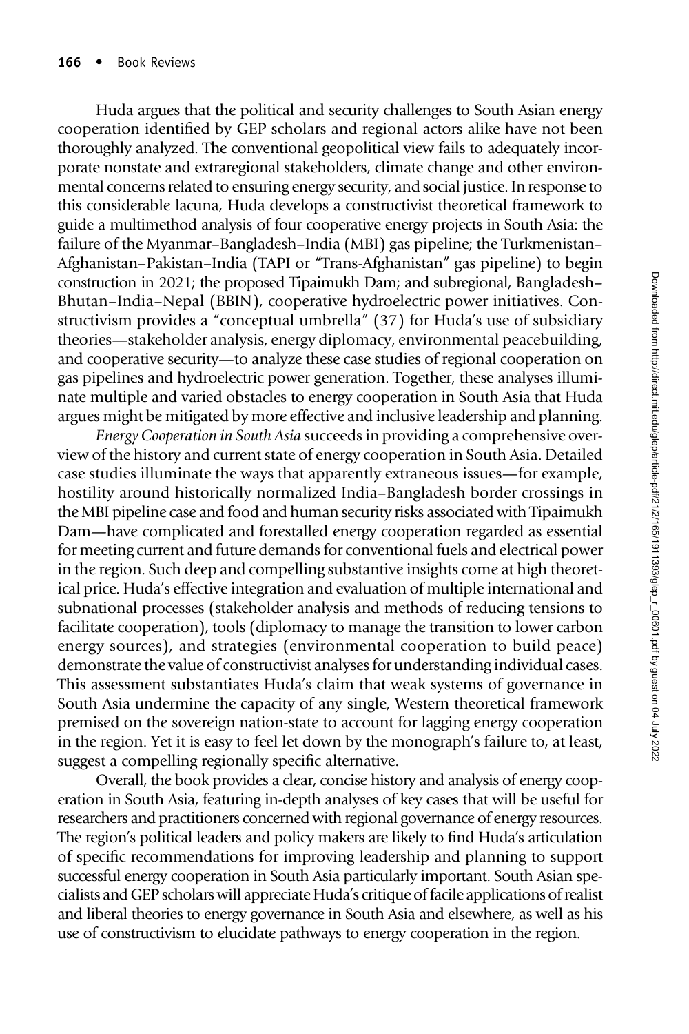Huda argues that the political and security challenges to South Asian energy cooperation identified by GEP scholars and regional actors alike have not been thoroughly analyzed. The conventional geopolitical view fails to adequately incorporate nonstate and extraregional stakeholders, climate change and other environmental concerns related to ensuring energy security, and social justice. In response to this considerable lacuna, Huda develops a constructivist theoretical framework to guide a multimethod analysis of four cooperative energy projects in South Asia: the failure of the Myanmar–Bangladesh–India (MBI) gas pipeline; the Turkmenistan–Afghanistan–Pakistan–India (TAPI or "Trans-Afghanistan" gas pipeline) to begin construction in 2021; the proposed Tipaimukh Dam; and subregional, Bangladesh–Bhutan–India–Nepal (BBIN), cooperative hydroelectric power initiatives. Constructivism provides a "conceptual umbrella" (37) for Huda's use of subsidiary theories—stakeholder analysis, energy diplomacy, environmental peacebuilding, and cooperative security—to analyze these case studies of regional cooperation on gas pipelines and hydroelectric power generation. Together, these analyses illuminate multiple and varied obstacles to energy cooperation in South Asia that Huda argues might be mitigated by more effective and inclusive leadership and planning.

*Energy Cooperation in South Asia* succeeds in providing a comprehensive overview of the history and current state of energy cooperation in South Asia. Detailed case studies illuminate the ways that apparently extraneous issues—for example, hostility around historically normalized India–Bangladesh border crossings in the MBI pipeline case and food and human security risks associated with Tipaimukh Dam—have complicated and forestalled energy cooperation regarded as essential for meeting current and future demands for conventional fuels and electrical power in the region. Such deep and compelling substantive insights come at high theoretical price. Huda's effective integration and evaluation of multiple international and subnational processes (stakeholder analysis and methods of reducing tensions to facilitate cooperation), tools (diplomacy to manage the transition to lower carbon energy sources), and strategies (environmental cooperation to build peace) demonstrate the value of constructivist analyses for understanding individual cases. This assessment substantiates Huda's claim that weak systems of governance in South Asia undermine the capacity of any single, Western theoretical framework premised on the sovereign nation-state to account for lagging energy cooperation in the region. Yet it is easy to feel let down by the monograph's failure to, at least, suggest a compelling regionally specific alternative.

Overall, the book provides a clear, concise history and analysis of energy cooperation in South Asia, featuring in-depth analyses of key cases that will be useful for researchers and practitioners concerned with regional governance of energy resources. The region's political leaders and policy makers are likely to find Huda's articulation of specific recommendations for improving leadership and planning to support successful energy cooperation in South Asia particularly important. South Asian specialists and GEP scholars will appreciate Huda's critique of facile applications of realist and liberal theories to energy governance in South Asia and elsewhere, as well as his use of constructivism to elucidate pathways to energy cooperation in the region.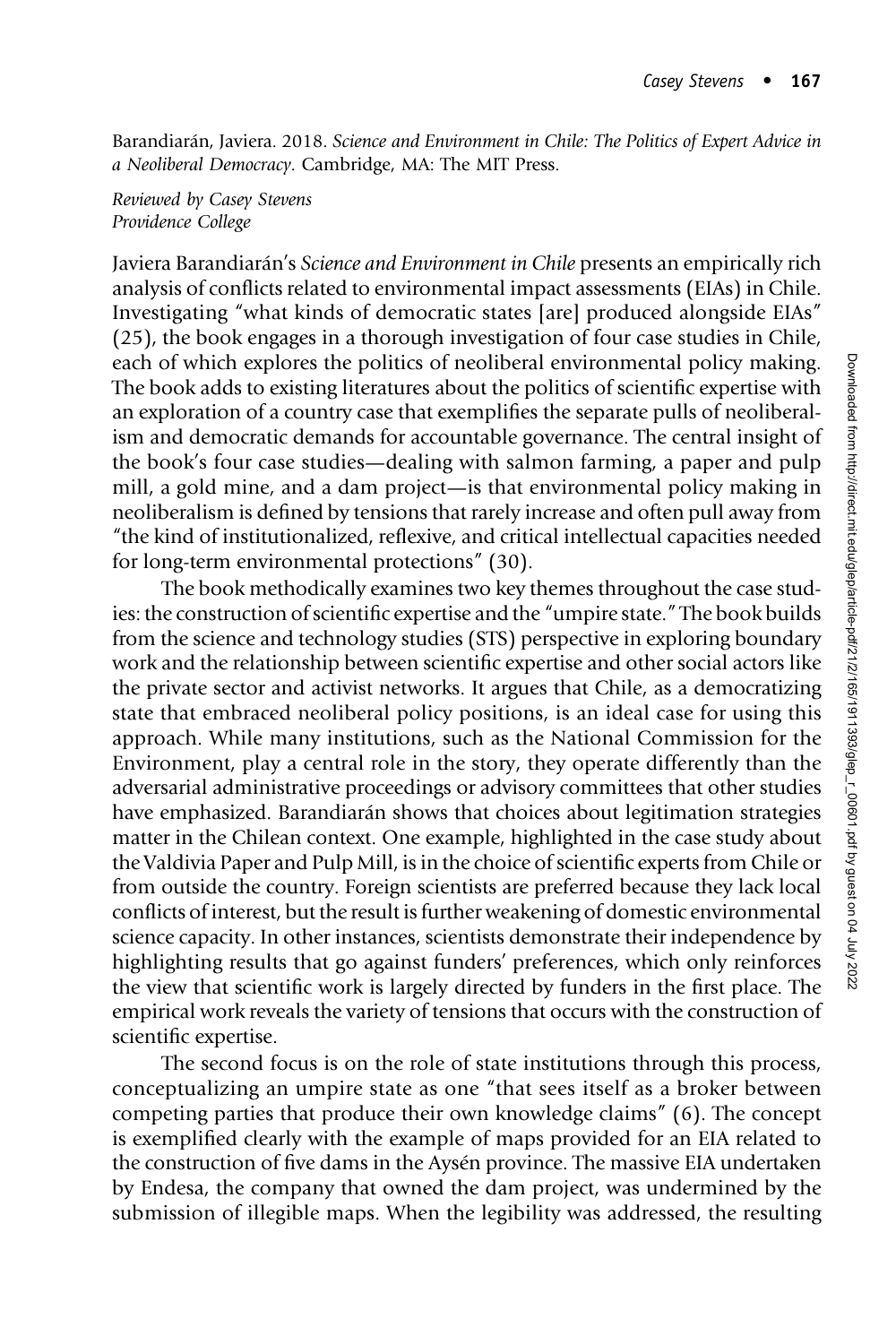Barandiarán, Javiera. 2018. *Science and Environment in Chile: The Politics of Expert Advice in a Neoliberal Democracy*. Cambridge, MA: The MIT Press.

*Reviewed by Casey Stevens*
*Providence College*

Javiera Barandiarán's *Science and Environment in Chile* presents an empirically rich analysis of conflicts related to environmental impact assessments (EIAs) in Chile. Investigating "what kinds of democratic states [are] produced alongside EIAs" (25), the book engages in a thorough investigation of four case studies in Chile, each of which explores the politics of neoliberal environmental policy making. The book adds to existing literatures about the politics of scientific expertise with an exploration of a country case that exemplifies the separate pulls of neoliberalism and democratic demands for accountable governance. The central insight of the book's four case studies—dealing with salmon farming, a paper and pulp mill, a gold mine, and a dam project—is that environmental policy making in neoliberalism is defined by tensions that rarely increase and often pull away from "the kind of institutionalized, reflexive, and critical intellectual capacities needed for long-term environmental protections" (30).

The book methodically examines two key themes throughout the case studies: the construction of scientific expertise and the "umpire state." The book builds from the science and technology studies (STS) perspective in exploring boundary work and the relationship between scientific expertise and other social actors like the private sector and activist networks. It argues that Chile, as a democratizing state that embraced neoliberal policy positions, is an ideal case for using this approach. While many institutions, such as the National Commission for the Environment, play a central role in the story, they operate differently than the adversarial administrative proceedings or advisory committees that other studies have emphasized. Barandiarán shows that choices about legitimation strategies matter in the Chilean context. One example, highlighted in the case study about the Valdivia Paper and Pulp Mill, is in the choice of scientific experts from Chile or from outside the country. Foreign scientists are preferred because they lack local conflicts of interest, but the result is further weakening of domestic environmental science capacity. In other instances, scientists demonstrate their independence by highlighting results that go against funders' preferences, which only reinforces the view that scientific work is largely directed by funders in the first place. The empirical work reveals the variety of tensions that occurs with the construction of scientific expertise.

The second focus is on the role of state institutions through this process, conceptualizing an umpire state as one "that sees itself as a broker between competing parties that produce their own knowledge claims" (6). The concept is exemplified clearly with the example of maps provided for an EIA related to the construction of five dams in the Aysén province. The massive EIA undertaken by Endesa, the company that owned the dam project, was undermined by the submission of illegible maps. When the legibility was addressed, the resulting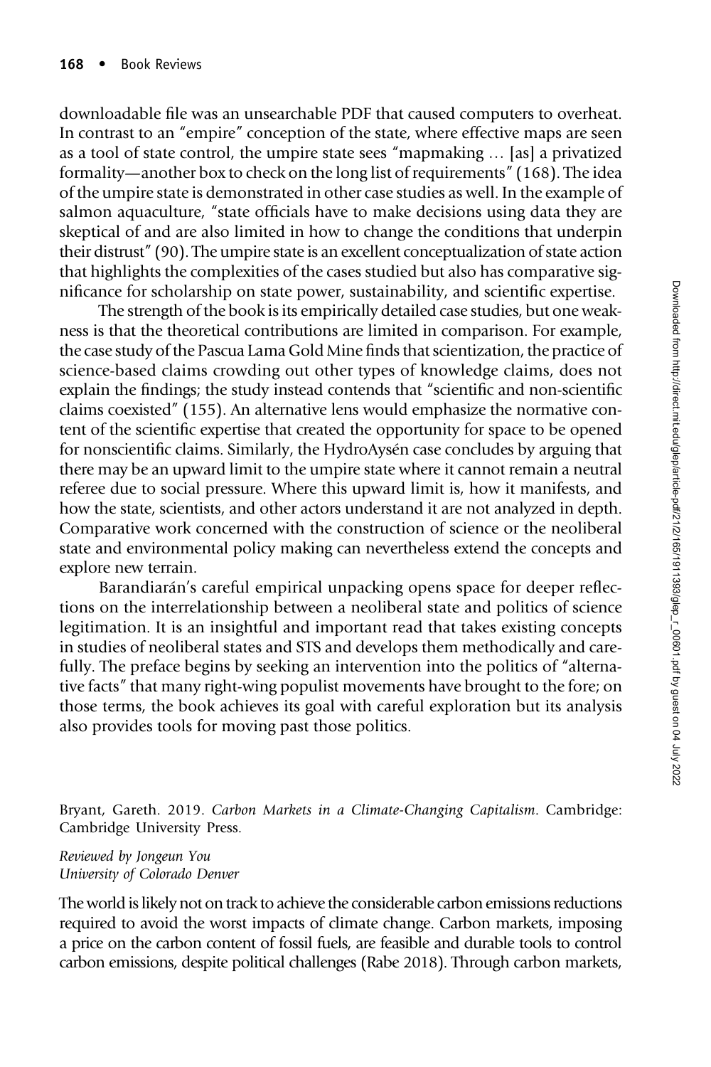downloadable file was an unsearchable PDF that caused computers to overheat. In contrast to an "empire" conception of the state, where effective maps are seen as a tool of state control, the umpire state sees "mapmaking … [as] a privatized formality—another box to check on the long list of requirements" (168). The idea of the umpire state is demonstrated in other case studies as well. In the example of salmon aquaculture, "state officials have to make decisions using data they are skeptical of and are also limited in how to change the conditions that underpin their distrust" (90). The umpire state is an excellent conceptualization of state action that highlights the complexities of the cases studied but also has comparative significance for scholarship on state power, sustainability, and scientific expertise.

The strength of the book is its empirically detailed case studies, but one weakness is that the theoretical contributions are limited in comparison. For example, the case study of the Pascua Lama Gold Mine finds that scientization, the practice of science-based claims crowding out other types of knowledge claims, does not explain the findings; the study instead contends that "scientific and non-scientific claims coexisted" (155). An alternative lens would emphasize the normative content of the scientific expertise that created the opportunity for space to be opened for nonscientific claims. Similarly, the HydroAysén case concludes by arguing that there may be an upward limit to the umpire state where it cannot remain a neutral referee due to social pressure. Where this upward limit is, how it manifests, and how the state, scientists, and other actors understand it are not analyzed in depth. Comparative work concerned with the construction of science or the neoliberal state and environmental policy making can nevertheless extend the concepts and explore new terrain.

Barandiarán's careful empirical unpacking opens space for deeper reflections on the interrelationship between a neoliberal state and politics of science legitimation. It is an insightful and important read that takes existing concepts in studies of neoliberal states and STS and develops them methodically and carefully. The preface begins by seeking an intervention into the politics of "alternative facts" that many right-wing populist movements have brought to the fore; on those terms, the book achieves its goal with careful exploration but its analysis also provides tools for moving past those politics.

Bryant, Gareth. 2019. *Carbon Markets in a Climate-Changing Capitalism*. Cambridge: Cambridge University Press.

*Reviewed by Jongeun You*
*University of Colorado Denver*

The world is likely not on track to achieve the considerable carbon emissions reductions required to avoid the worst impacts of climate change. Carbon markets, imposing a price on the carbon content of fossil fuels, are feasible and durable tools to control carbon emissions, despite political challenges (Rabe 2018). Through carbon markets,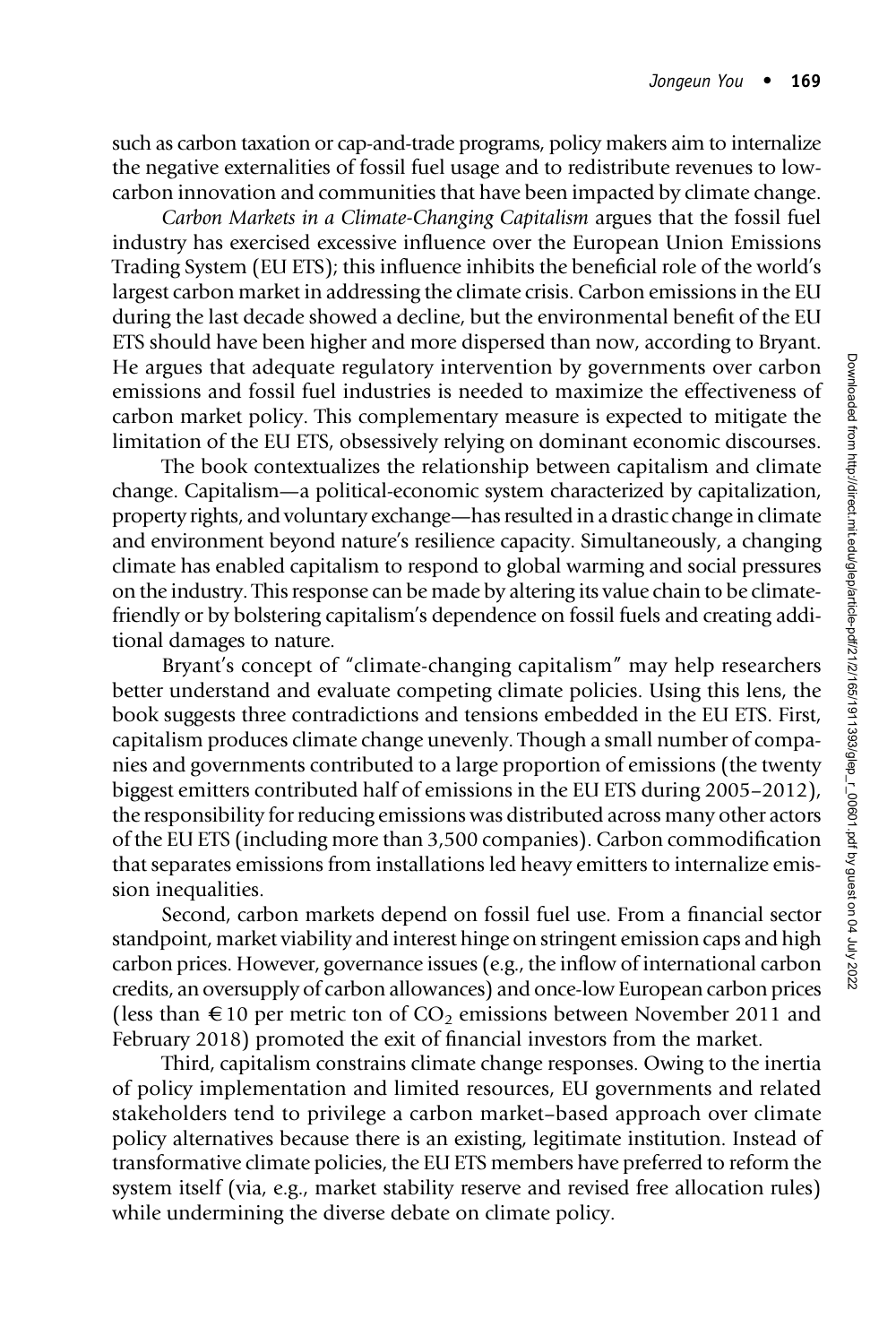such as carbon taxation or cap-and-trade programs, policy makers aim to internalize the negative externalities of fossil fuel usage and to redistribute revenues to low-carbon innovation and communities that have been impacted by climate change.

*Carbon Markets in a Climate-Changing Capitalism* argues that the fossil fuel industry has exercised excessive influence over the European Union Emissions Trading System (EU ETS); this influence inhibits the beneficial role of the world's largest carbon market in addressing the climate crisis. Carbon emissions in the EU during the last decade showed a decline, but the environmental benefit of the EU ETS should have been higher and more dispersed than now, according to Bryant. He argues that adequate regulatory intervention by governments over carbon emissions and fossil fuel industries is needed to maximize the effectiveness of carbon market policy. This complementary measure is expected to mitigate the limitation of the EU ETS, obsessively relying on dominant economic discourses.

The book contextualizes the relationship between capitalism and climate change. Capitalism—a political-economic system characterized by capitalization, property rights, and voluntary exchange—has resulted in a drastic change in climate and environment beyond nature's resilience capacity. Simultaneously, a changing climate has enabled capitalism to respond to global warming and social pressures on the industry. This response can be made by altering its value chain to be climate-friendly or by bolstering capitalism's dependence on fossil fuels and creating additional damages to nature.

Bryant's concept of "climate-changing capitalism" may help researchers better understand and evaluate competing climate policies. Using this lens, the book suggests three contradictions and tensions embedded in the EU ETS. First, capitalism produces climate change unevenly. Though a small number of companies and governments contributed to a large proportion of emissions (the twenty biggest emitters contributed half of emissions in the EU ETS during 2005–2012), the responsibility for reducing emissions was distributed across many other actors of the EU ETS (including more than 3,500 companies). Carbon commodification that separates emissions from installations led heavy emitters to internalize emission inequalities.

Second, carbon markets depend on fossil fuel use. From a financial sector standpoint, market viability and interest hinge on stringent emission caps and high carbon prices. However, governance issues (e.g., the inflow of international carbon credits, an oversupply of carbon allowances) and once-low European carbon prices (less than €10 per metric ton of $CO_2$ emissions between November 2011 and February 2018) promoted the exit of financial investors from the market.

Third, capitalism constrains climate change responses. Owing to the inertia of policy implementation and limited resources, EU governments and related stakeholders tend to privilege a carbon market–based approach over climate policy alternatives because there is an existing, legitimate institution. Instead of transformative climate policies, the EU ETS members have preferred to reform the system itself (via, e.g., market stability reserve and revised free allocation rules) while undermining the diverse debate on climate policy.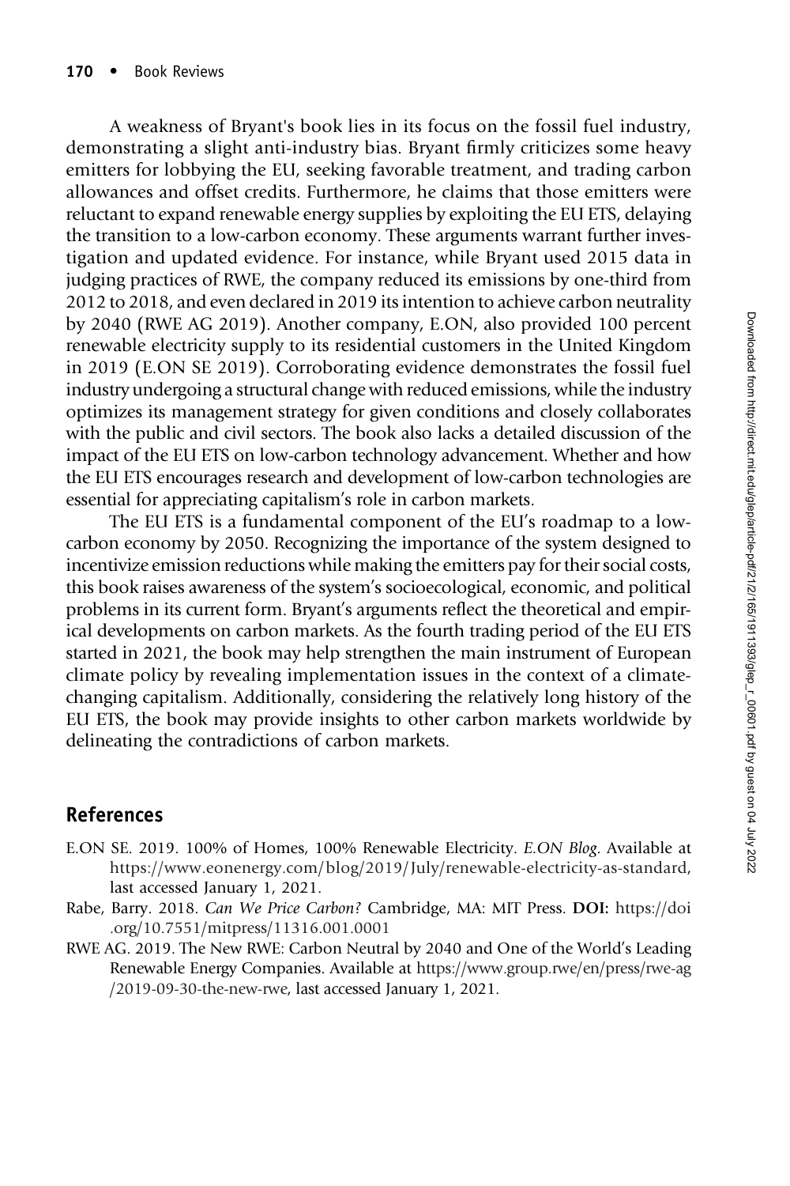A weakness of Bryant's book lies in its focus on the fossil fuel industry, demonstrating a slight anti-industry bias. Bryant firmly criticizes some heavy emitters for lobbying the EU, seeking favorable treatment, and trading carbon allowances and offset credits. Furthermore, he claims that those emitters were reluctant to expand renewable energy supplies by exploiting the EU ETS, delaying the transition to a low-carbon economy. These arguments warrant further investigation and updated evidence. For instance, while Bryant used 2015 data in judging practices of RWE, the company reduced its emissions by one-third from 2012 to 2018, and even declared in 2019 its intention to achieve carbon neutrality by 2040 (RWE AG 2019). Another company, E.ON, also provided 100 percent renewable electricity supply to its residential customers in the United Kingdom in 2019 (E.ON SE 2019). Corroborating evidence demonstrates the fossil fuel industry undergoing a structural change with reduced emissions, while the industry optimizes its management strategy for given conditions and closely collaborates with the public and civil sectors. The book also lacks a detailed discussion of the impact of the EU ETS on low-carbon technology advancement. Whether and how the EU ETS encourages research and development of low-carbon technologies are essential for appreciating capitalism's role in carbon markets.

The EU ETS is a fundamental component of the EU's roadmap to a low-carbon economy by 2050. Recognizing the importance of the system designed to incentivize emission reductions while making the emitters pay for their social costs, this book raises awareness of the system's socioecological, economic, and political problems in its current form. Bryant's arguments reflect the theoretical and empirical developments on carbon markets. As the fourth trading period of the EU ETS started in 2021, the book may help strengthen the main instrument of European climate policy by revealing implementation issues in the context of a climate-changing capitalism. Additionally, considering the relatively long history of the EU ETS, the book may provide insights to other carbon markets worldwide by delineating the contradictions of carbon markets.

## References

E.ON SE. 2019. 100% of Homes, 100% Renewable Electricity. *E.ON Blog*. Available at https://www.eonenergy.com/blog/2019/July/renewable-electricity-as-standard, last accessed January 1, 2021.

Rabe, Barry. 2018. *Can We Price Carbon?* Cambridge, MA: MIT Press. **DOI:** https://doi.org/10.7551/mitpress/11316.001.0001

RWE AG. 2019. The New RWE: Carbon Neutral by 2040 and One of the World's Leading Renewable Energy Companies. Available at https://www.group.rwe/en/press/rwe-ag/2019-09-30-the-new-rwe, last accessed January 1, 2021.